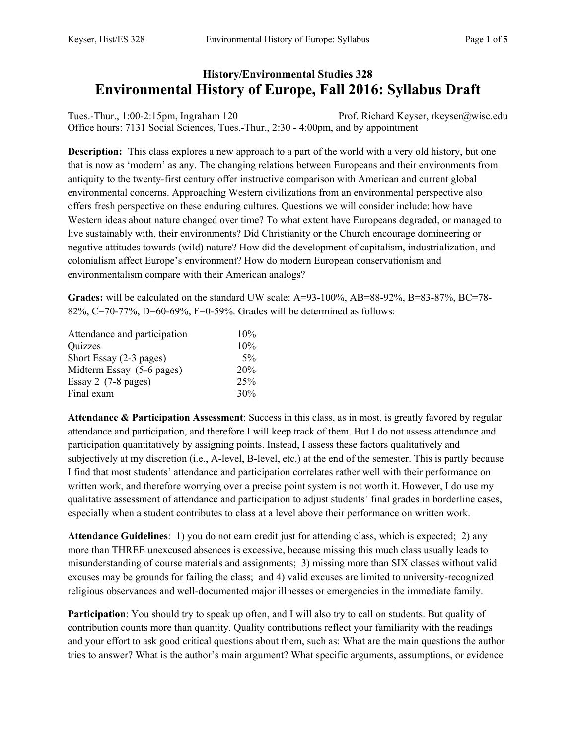## History/Environmental Studies 328

# Environmental History of Europe, Fall 2016: Syllabus Draft

Tues.-Thur., 1:00-2:15pm, Ingraham 120 Prof. Richard Keyser, rkeyser@wisc.edu
Office hours: 7131 Social Sciences, Tues.-Thur., 2:30 - 4:00pm, and by appointment

**Description:** This class explores a new approach to a part of the world with a very old history, but one that is now as 'modern' as any. The changing relations between Europeans and their environments from antiquity to the twenty-first century offer instructive comparison with American and current global environmental concerns. Approaching Western civilizations from an environmental perspective also offers fresh perspective on these enduring cultures. Questions we will consider include: how have Western ideas about nature changed over time? To what extent have Europeans degraded, or managed to live sustainably with, their environments? Did Christianity or the Church encourage domineering or negative attitudes towards (wild) nature? How did the development of capitalism, industrialization, and colonialism affect Europe's environment? How do modern European conservationism and environmentalism compare with their American analogs?

**Grades:** will be calculated on the standard UW scale: A=93-100%, AB=88-92%, B=83-87%, BC=78-82%, C=70-77%, D=60-69%, F=0-59%. Grades will be determined as follows:

| | |
|---|---|
| Attendance and participation | 10% |
| Quizzes | 10% |
| Short Essay (2-3 pages) | 5% |
| Midterm Essay (5-6 pages) | 20% |
| Essay 2 (7-8 pages) | 25% |
| Final exam | 30% |

**Attendance & Participation Assessment**: Success in this class, as in most, is greatly favored by regular attendance and participation, and therefore I will keep track of them. But I do not assess attendance and participation quantitatively by assigning points. Instead, I assess these factors qualitatively and subjectively at my discretion (i.e., A-level, B-level, etc.) at the end of the semester. This is partly because I find that most students' attendance and participation correlates rather well with their performance on written work, and therefore worrying over a precise point system is not worth it. However, I do use my qualitative assessment of attendance and participation to adjust students' final grades in borderline cases, especially when a student contributes to class at a level above their performance on written work.

**Attendance Guidelines**: 1) you do not earn credit just for attending class, which is expected; 2) any more than THREE unexcused absences is excessive, because missing this much class usually leads to misunderstanding of course materials and assignments; 3) missing more than SIX classes without valid excuses may be grounds for failing the class; and 4) valid excuses are limited to university-recognized religious observances and well-documented major illnesses or emergencies in the immediate family.

**Participation**: You should try to speak up often, and I will also try to call on students. But quality of contribution counts more than quantity. Quality contributions reflect your familiarity with the readings and your effort to ask good critical questions about them, such as: What are the main questions the author tries to answer? What is the author's main argument? What specific arguments, assumptions, or evidence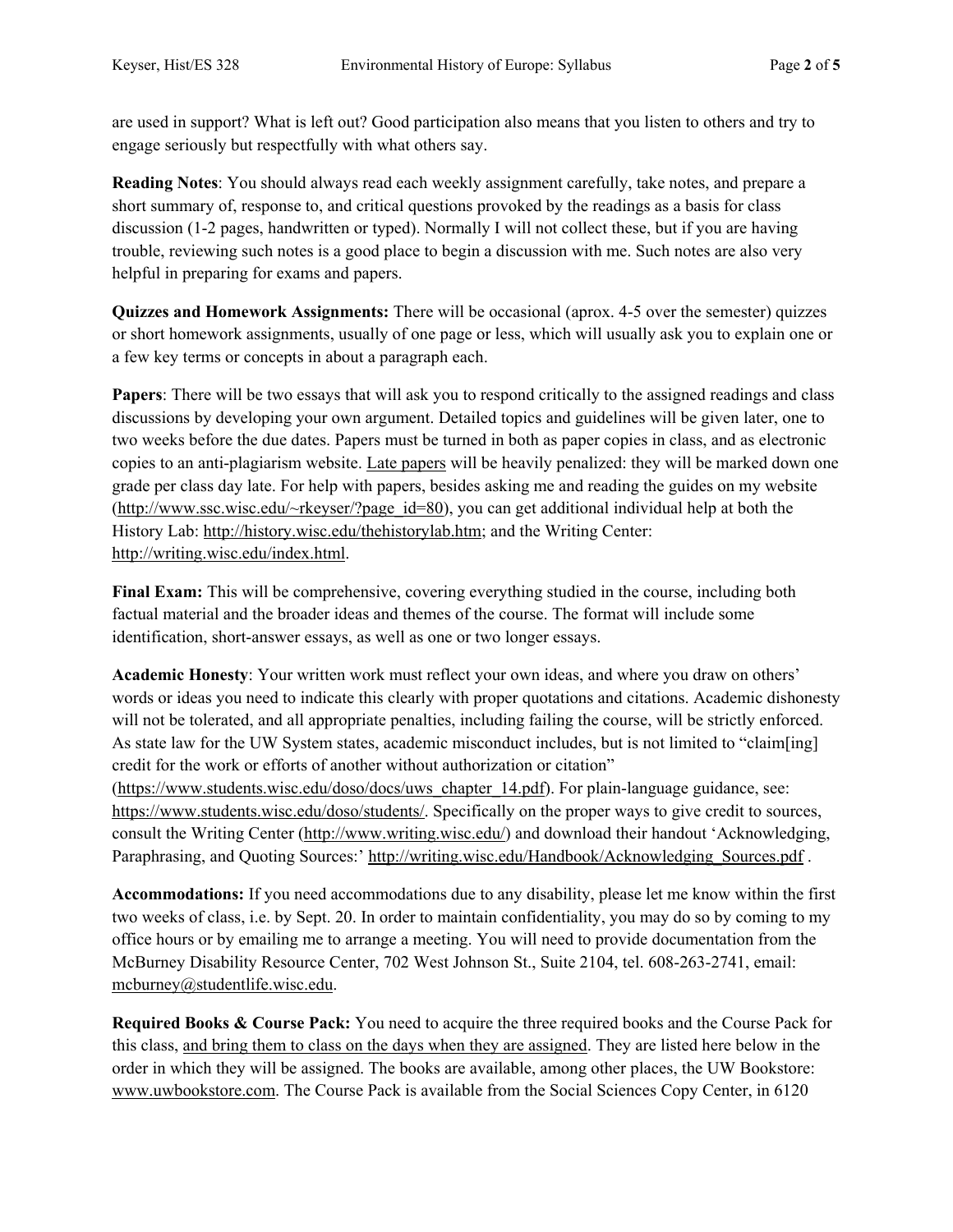are used in support? What is left out? Good participation also means that you listen to others and try to engage seriously but respectfully with what others say.

**Reading Notes**: You should always read each weekly assignment carefully, take notes, and prepare a short summary of, response to, and critical questions provoked by the readings as a basis for class discussion (1-2 pages, handwritten or typed). Normally I will not collect these, but if you are having trouble, reviewing such notes is a good place to begin a discussion with me. Such notes are also very helpful in preparing for exams and papers.

**Quizzes and Homework Assignments:** There will be occasional (aprox. 4-5 over the semester) quizzes or short homework assignments, usually of one page or less, which will usually ask you to explain one or a few key terms or concepts in about a paragraph each.

**Papers**: There will be two essays that will ask you to respond critically to the assigned readings and class discussions by developing your own argument. Detailed topics and guidelines will be given later, one to two weeks before the due dates. Papers must be turned in both as paper copies in class, and as electronic copies to an anti-plagiarism website. Late papers will be heavily penalized: they will be marked down one grade per class day late. For help with papers, besides asking me and reading the guides on my website (http://www.ssc.wisc.edu/~rkeyser/?page_id=80), you can get additional individual help at both the History Lab: http://history.wisc.edu/thehistorylab.htm; and the Writing Center: http://writing.wisc.edu/index.html.

**Final Exam:** This will be comprehensive, covering everything studied in the course, including both factual material and the broader ideas and themes of the course. The format will include some identification, short-answer essays, as well as one or two longer essays.

**Academic Honesty**: Your written work must reflect your own ideas, and where you draw on others' words or ideas you need to indicate this clearly with proper quotations and citations. Academic dishonesty will not be tolerated, and all appropriate penalties, including failing the course, will be strictly enforced. As state law for the UW System states, academic misconduct includes, but is not limited to "claim[ing] credit for the work or efforts of another without authorization or citation" (https://www.students.wisc.edu/doso/docs/uws_chapter_14.pdf). For plain-language guidance, see: https://www.students.wisc.edu/doso/students/. Specifically on the proper ways to give credit to sources, consult the Writing Center (http://www.writing.wisc.edu/) and download their handout 'Acknowledging, Paraphrasing, and Quoting Sources:' http://writing.wisc.edu/Handbook/Acknowledging_Sources.pdf .

**Accommodations:** If you need accommodations due to any disability, please let me know within the first two weeks of class, i.e. by Sept. 20. In order to maintain confidentiality, you may do so by coming to my office hours or by emailing me to arrange a meeting. You will need to provide documentation from the McBurney Disability Resource Center, 702 West Johnson St., Suite 2104, tel. 608-263-2741, email: mcburney@studentlife.wisc.edu.

**Required Books & Course Pack:** You need to acquire the three required books and the Course Pack for this class, and bring them to class on the days when they are assigned. They are listed here below in the order in which they will be assigned. The books are available, among other places, the UW Bookstore: www.uwbookstore.com. The Course Pack is available from the Social Sciences Copy Center, in 6120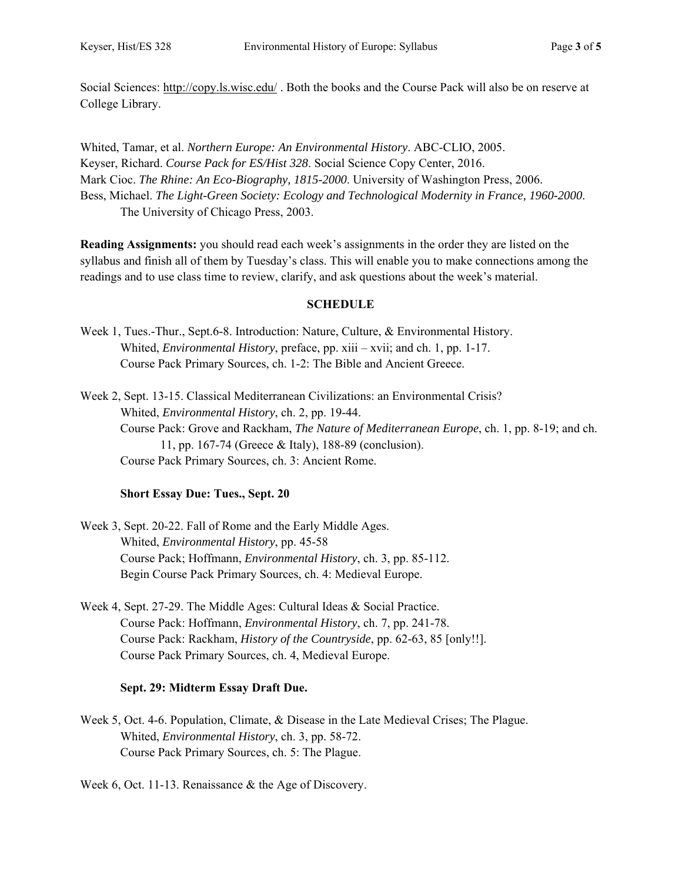Social Sciences: http://copy.ls.wisc.edu/ . Both the books and the Course Pack will also be on reserve at College Library.

Whited, Tamar, et al. *Northern Europe: An Environmental History*. ABC-CLIO, 2005.
Keyser, Richard. *Course Pack for ES/Hist 328*. Social Science Copy Center, 2016.
Mark Cioc. *The Rhine: An Eco-Biography, 1815-2000*. University of Washington Press, 2006.
Bess, Michael. *The Light-Green Society: Ecology and Technological Modernity in France, 1960-2000*. The University of Chicago Press, 2003.

**Reading Assignments:** you should read each week's assignments in the order they are listed on the syllabus and finish all of them by Tuesday's class. This will enable you to make connections among the readings and to use class time to review, clarify, and ask questions about the week's material.

## SCHEDULE

Week 1, Tues.-Thur., Sept.6-8. Introduction: Nature, Culture, & Environmental History.
- Whited, *Environmental History*, preface, pp. xiii – xvii; and ch. 1, pp. 1-17.
- Course Pack Primary Sources, ch. 1-2: The Bible and Ancient Greece.

Week 2, Sept. 13-15. Classical Mediterranean Civilizations: an Environmental Crisis?
- Whited, *Environmental History*, ch. 2, pp. 19-44.
- Course Pack: Grove and Rackham, *The Nature of Mediterranean Europe*, ch. 1, pp. 8-19; and ch. 11, pp. 167-74 (Greece & Italy), 188-89 (conclusion).
- Course Pack Primary Sources, ch. 3: Ancient Rome.

**Short Essay Due: Tues., Sept. 20**

Week 3, Sept. 20-22. Fall of Rome and the Early Middle Ages.
- Whited, *Environmental History*, pp. 45-58
- Course Pack; Hoffmann, *Environmental History*, ch. 3, pp. 85-112.
- Begin Course Pack Primary Sources, ch. 4: Medieval Europe.

Week 4, Sept. 27-29. The Middle Ages: Cultural Ideas & Social Practice.
- Course Pack: Hoffmann, *Environmental History*, ch. 7, pp. 241-78.
- Course Pack: Rackham, *History of the Countryside*, pp. 62-63, 85 [only!!].
- Course Pack Primary Sources, ch. 4, Medieval Europe.

**Sept. 29: Midterm Essay Draft Due.**

Week 5, Oct. 4-6. Population, Climate, & Disease in the Late Medieval Crises; The Plague.
- Whited, *Environmental History*, ch. 3, pp. 58-72.
- Course Pack Primary Sources, ch. 5: The Plague.

Week 6, Oct. 11-13. Renaissance & the Age of Discovery.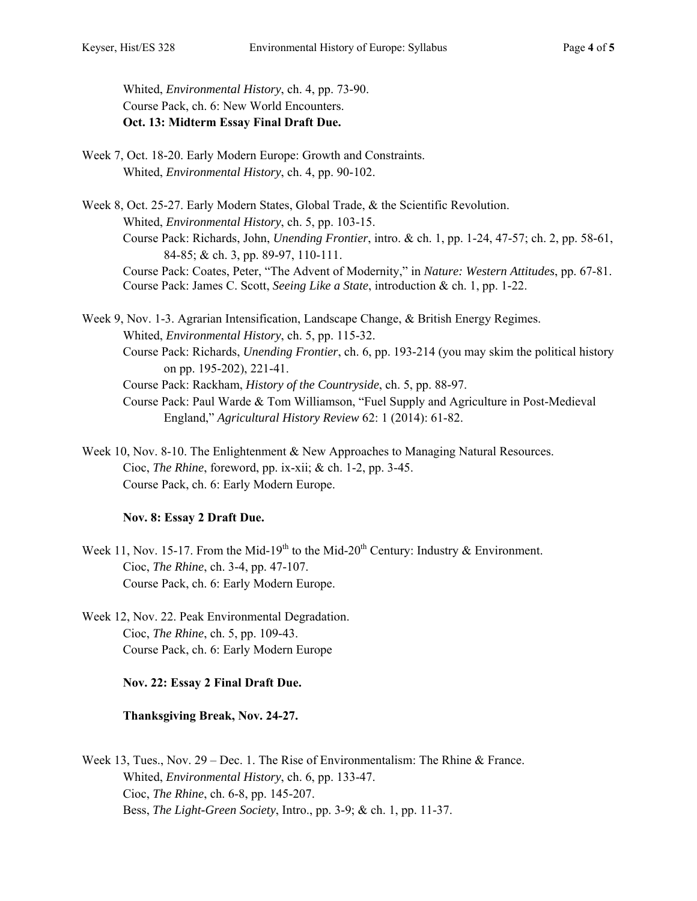Whited, *Environmental History*, ch. 4, pp. 73-90.
Course Pack, ch. 6: New World Encounters.
**Oct. 13: Midterm Essay Final Draft Due.**

Week 7, Oct. 18-20. Early Modern Europe: Growth and Constraints.
Whited, *Environmental History*, ch. 4, pp. 90-102.

Week 8, Oct. 25-27. Early Modern States, Global Trade, & the Scientific Revolution.
Whited, *Environmental History*, ch. 5, pp. 103-15.
Course Pack: Richards, John, *Unending Frontier*, intro. & ch. 1, pp. 1-24, 47-57; ch. 2, pp. 58-61, 84-85; & ch. 3, pp. 89-97, 110-111.
Course Pack: Coates, Peter, "The Advent of Modernity," in *Nature: Western Attitudes*, pp. 67-81.
Course Pack: James C. Scott, *Seeing Like a State*, introduction & ch. 1, pp. 1-22.

Week 9, Nov. 1-3. Agrarian Intensification, Landscape Change, & British Energy Regimes.
Whited, *Environmental History*, ch. 5, pp. 115-32.
Course Pack: Richards, *Unending Frontier*, ch. 6, pp. 193-214 (you may skim the political history on pp. 195-202), 221-41.
Course Pack: Rackham, *History of the Countryside*, ch. 5, pp. 88-97.
Course Pack: Paul Warde & Tom Williamson, "Fuel Supply and Agriculture in Post-Medieval England," *Agricultural History Review* 62: 1 (2014): 61-82.

Week 10, Nov. 8-10. The Enlightenment & New Approaches to Managing Natural Resources.
Cioc, *The Rhine*, foreword, pp. ix-xii; & ch. 1-2, pp. 3-45.
Course Pack, ch. 6: Early Modern Europe.

**Nov. 8: Essay 2 Draft Due.**

Week 11, Nov. 15-17. From the Mid-19th to the Mid-20th Century: Industry & Environment.
Cioc, *The Rhine*, ch. 3-4, pp. 47-107.
Course Pack, ch. 6: Early Modern Europe.

Week 12, Nov. 22. Peak Environmental Degradation.
Cioc, *The Rhine*, ch. 5, pp. 109-43.
Course Pack, ch. 6: Early Modern Europe

**Nov. 22: Essay 2 Final Draft Due.**

**Thanksgiving Break, Nov. 24-27.**

Week 13, Tues., Nov. 29 – Dec. 1. The Rise of Environmentalism: The Rhine & France.
Whited, *Environmental History*, ch. 6, pp. 133-47.
Cioc, *The Rhine*, ch. 6-8, pp. 145-207.
Bess, *The Light-Green Society*, Intro., pp. 3-9; & ch. 1, pp. 11-37.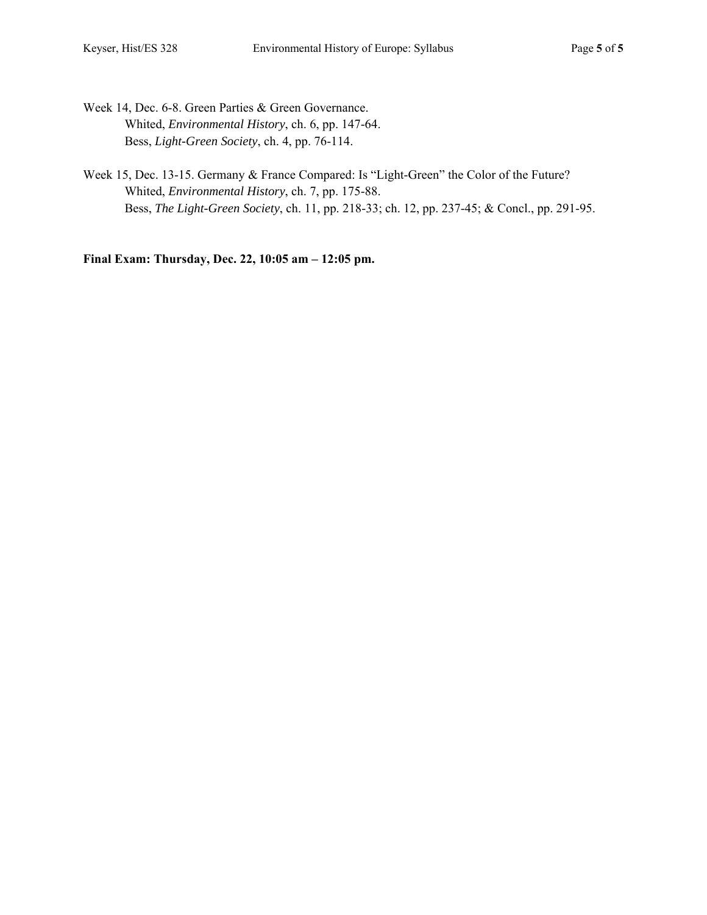Week 14, Dec. 6-8. Green Parties & Green Governance.
Whited, *Environmental History*, ch. 6, pp. 147-64.
Bess, *Light-Green Society*, ch. 4, pp. 76-114.

Week 15, Dec. 13-15. Germany & France Compared: Is "Light-Green" the Color of the Future?
Whited, *Environmental History*, ch. 7, pp. 175-88.
Bess, *The Light-Green Society*, ch. 11, pp. 218-33; ch. 12, pp. 237-45; & Concl., pp. 291-95.

**Final Exam: Thursday, Dec. 22, 10:05 am – 12:05 pm.**